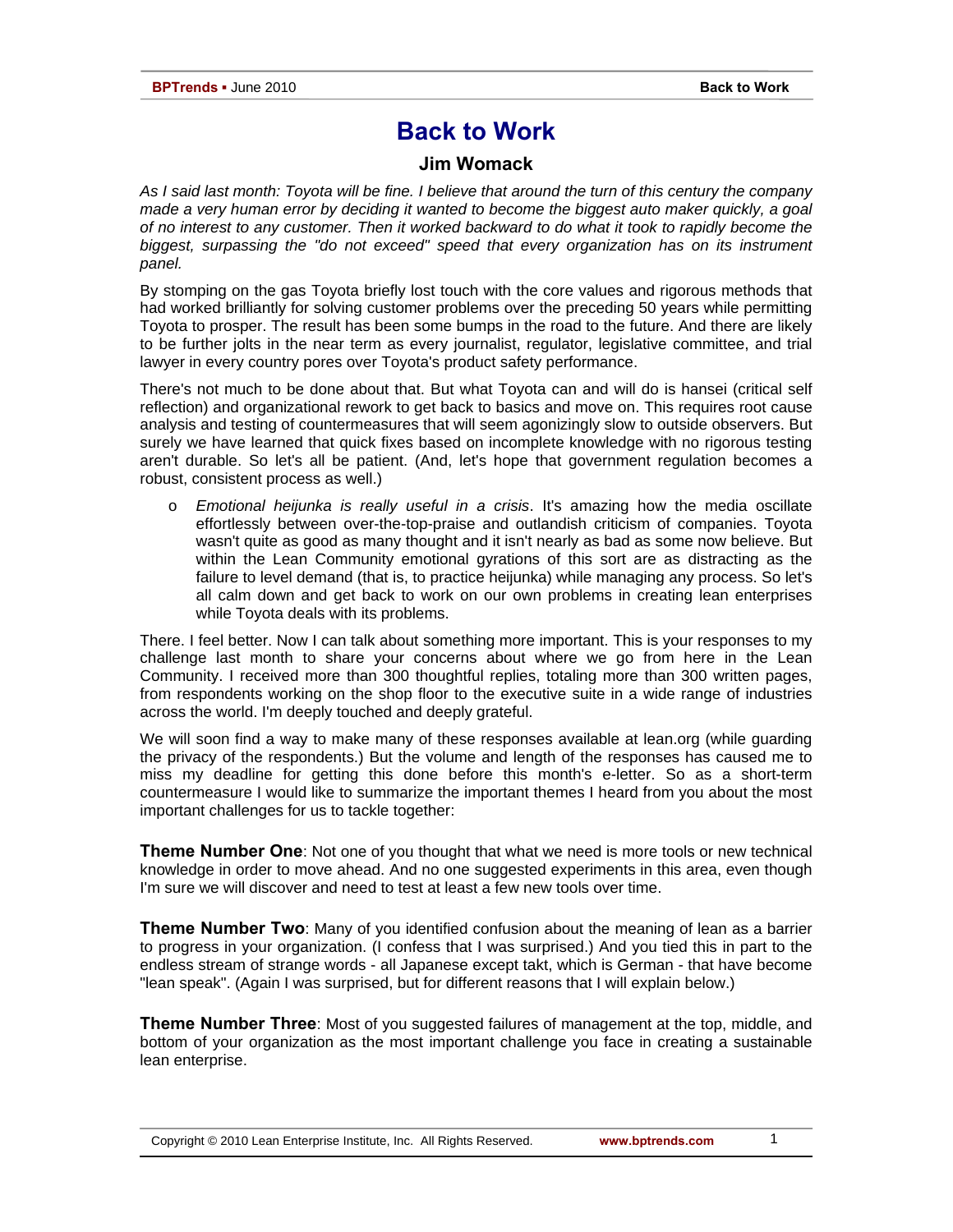# Back to Work

### Jim Womack

*As I said last month: Toyota will be fine. I believe that around the turn of this century the company made a very human error by deciding it wanted to become the biggest auto maker quickly, a goal of no interest to any customer. Then it worked backward to do what it took to rapidly become the biggest, surpassing the "do not exceed" speed that every organization has on its instrument panel.*

By stomping on the gas Toyota briefly lost touch with the core values and rigorous methods that had worked brilliantly for solving customer problems over the preceding 50 years while permitting Toyota to prosper. The result has been some bumps in the road to the future. And there are likely to be further jolts in the near term as every journalist, regulator, legislative committee, and trial lawyer in every country pores over Toyota's product safety performance.

There's not much to be done about that. But what Toyota can and will do is hansei (critical self reflection) and organizational rework to get back to basics and move on. This requires root cause analysis and testing of countermeasures that will seem agonizingly slow to outside observers. But surely we have learned that quick fixes based on incomplete knowledge with no rigorous testing aren't durable. So let's all be patient. (And, let's hope that government regulation becomes a robust, consistent process as well.)

- *Emotional heijunka is really useful in a crisis*. It's amazing how the media oscillate effortlessly between over-the-top-praise and outlandish criticism of companies. Toyota wasn't quite as good as many thought and it isn't nearly as bad as some now believe. But within the Lean Community emotional gyrations of this sort are as distracting as the failure to level demand (that is, to practice heijunka) while managing any process. So let's all calm down and get back to work on our own problems in creating lean enterprises while Toyota deals with its problems.

There. I feel better. Now I can talk about something more important. This is your responses to my challenge last month to share your concerns about where we go from here in the Lean Community. I received more than 300 thoughtful replies, totaling more than 300 written pages, from respondents working on the shop floor to the executive suite in a wide range of industries across the world. I'm deeply touched and deeply grateful.

We will soon find a way to make many of these responses available at lean.org (while guarding the privacy of the respondents.) But the volume and length of the responses has caused me to miss my deadline for getting this done before this month's e-letter. So as a short-term countermeasure I would like to summarize the important themes I heard from you about the most important challenges for us to tackle together:

**Theme Number One**: Not one of you thought that what we need is more tools or new technical knowledge in order to move ahead. And no one suggested experiments in this area, even though I'm sure we will discover and need to test at least a few new tools over time.

**Theme Number Two**: Many of you identified confusion about the meaning of lean as a barrier to progress in your organization. (I confess that I was surprised.) And you tied this in part to the endless stream of strange words - all Japanese except takt, which is German - that have become "lean speak". (Again I was surprised, but for different reasons that I will explain below.)

**Theme Number Three**: Most of you suggested failures of management at the top, middle, and bottom of your organization as the most important challenge you face in creating a sustainable lean enterprise.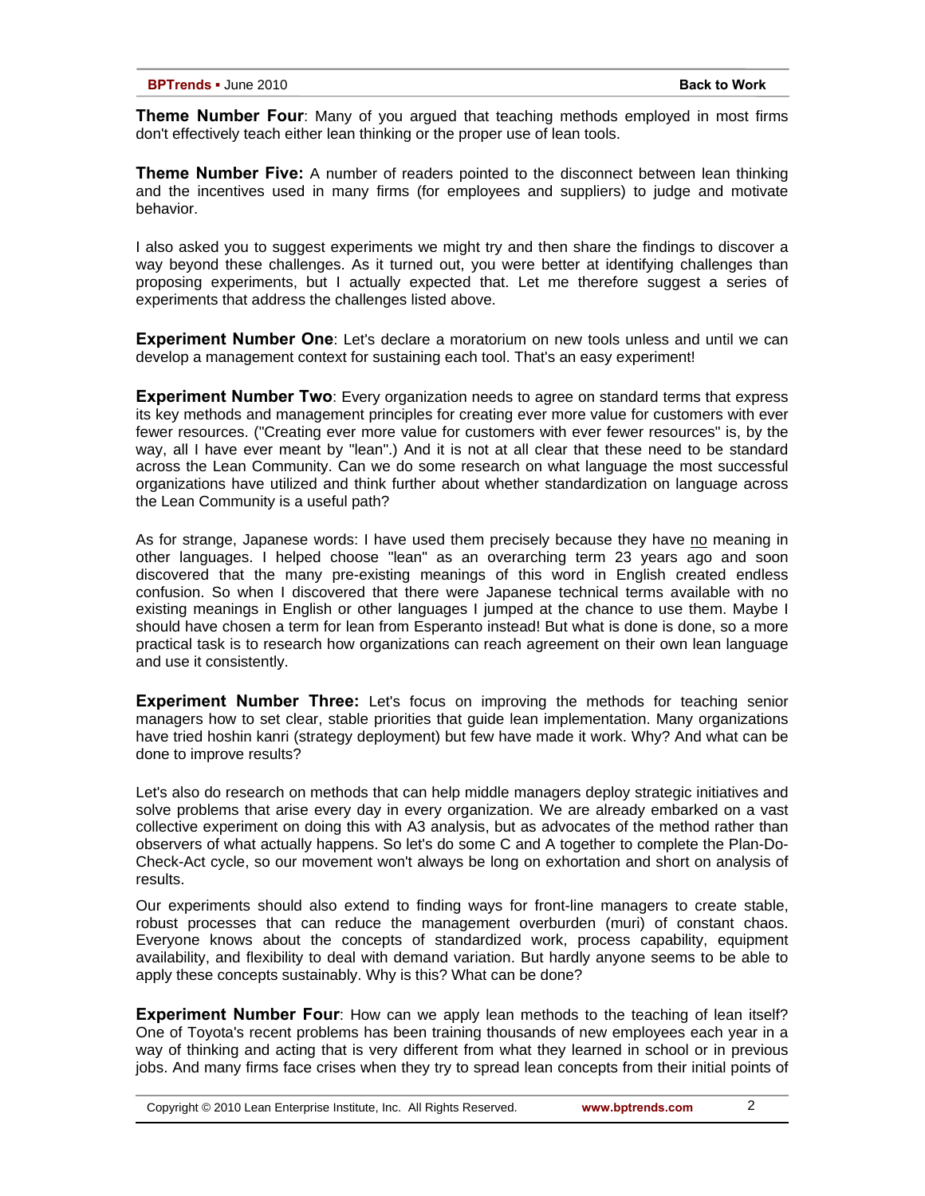**Theme Number Four**: Many of you argued that teaching methods employed in most firms don't effectively teach either lean thinking or the proper use of lean tools.

**Theme Number Five:** A number of readers pointed to the disconnect between lean thinking and the incentives used in many firms (for employees and suppliers) to judge and motivate behavior.

I also asked you to suggest experiments we might try and then share the findings to discover a way beyond these challenges. As it turned out, you were better at identifying challenges than proposing experiments, but I actually expected that. Let me therefore suggest a series of experiments that address the challenges listed above.

**Experiment Number One**: Let's declare a moratorium on new tools unless and until we can develop a management context for sustaining each tool. That's an easy experiment!

**Experiment Number Two**: Every organization needs to agree on standard terms that express its key methods and management principles for creating ever more value for customers with ever fewer resources. ("Creating ever more value for customers with ever fewer resources" is, by the way, all I have ever meant by "lean".) And it is not at all clear that these need to be standard across the Lean Community. Can we do some research on what language the most successful organizations have utilized and think further about whether standardization on language across the Lean Community is a useful path?

As for strange, Japanese words: I have used them precisely because they have <u>no</u> meaning in other languages. I helped choose "lean" as an overarching term 23 years ago and soon discovered that the many pre-existing meanings of this word in English created endless confusion. So when I discovered that there were Japanese technical terms available with no existing meanings in English or other languages I jumped at the chance to use them. Maybe I should have chosen a term for lean from Esperanto instead! But what is done is done, so a more practical task is to research how organizations can reach agreement on their own lean language and use it consistently.

**Experiment Number Three:** Let's focus on improving the methods for teaching senior managers how to set clear, stable priorities that guide lean implementation. Many organizations have tried hoshin kanri (strategy deployment) but few have made it work. Why? And what can be done to improve results?

Let's also do research on methods that can help middle managers deploy strategic initiatives and solve problems that arise every day in every organization. We are already embarked on a vast collective experiment on doing this with A3 analysis, but as advocates of the method rather than observers of what actually happens. So let's do some C and A together to complete the Plan-Do-Check-Act cycle, so our movement won't always be long on exhortation and short on analysis of results.

Our experiments should also extend to finding ways for front-line managers to create stable, robust processes that can reduce the management overburden (muri) of constant chaos. Everyone knows about the concepts of standardized work, process capability, equipment availability, and flexibility to deal with demand variation. But hardly anyone seems to be able to apply these concepts sustainably. Why is this? What can be done?

**Experiment Number Four**: How can we apply lean methods to the teaching of lean itself? One of Toyota's recent problems has been training thousands of new employees each year in a way of thinking and acting that is very different from what they learned in school or in previous jobs. And many firms face crises when they try to spread lean concepts from their initial points of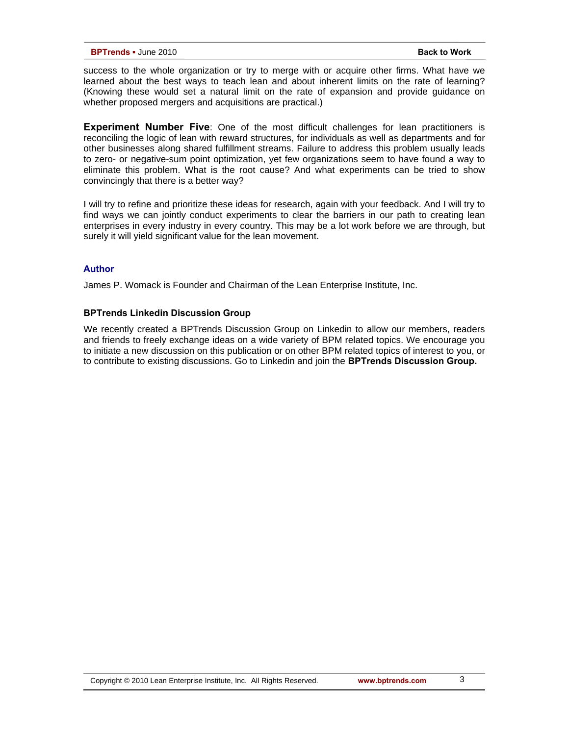success to the whole organization or try to merge with or acquire other firms. What have we learned about the best ways to teach lean and about inherent limits on the rate of learning? (Knowing these would set a natural limit on the rate of expansion and provide guidance on whether proposed mergers and acquisitions are practical.)

**Experiment Number Five**: One of the most difficult challenges for lean practitioners is reconciling the logic of lean with reward structures, for individuals as well as departments and for other businesses along shared fulfillment streams. Failure to address this problem usually leads to zero- or negative-sum point optimization, yet few organizations seem to have found a way to eliminate this problem. What is the root cause? And what experiments can be tried to show convincingly that there is a better way?

I will try to refine and prioritize these ideas for research, again with your feedback. And I will try to find ways we can jointly conduct experiments to clear the barriers in our path to creating lean enterprises in every industry in every country. This may be a lot work before we are through, but surely it will yield significant value for the lean movement.

## Author

James P. Womack is Founder and Chairman of the Lean Enterprise Institute, Inc.

### BPTrends Linkedin Discussion Group

We recently created a BPTrends Discussion Group on Linkedin to allow our members, readers and friends to freely exchange ideas on a wide variety of BPM related topics. We encourage you to initiate a new discussion on this publication or on other BPM related topics of interest to you, or to contribute to existing discussions. Go to Linkedin and join the **BPTrends Discussion Group.**